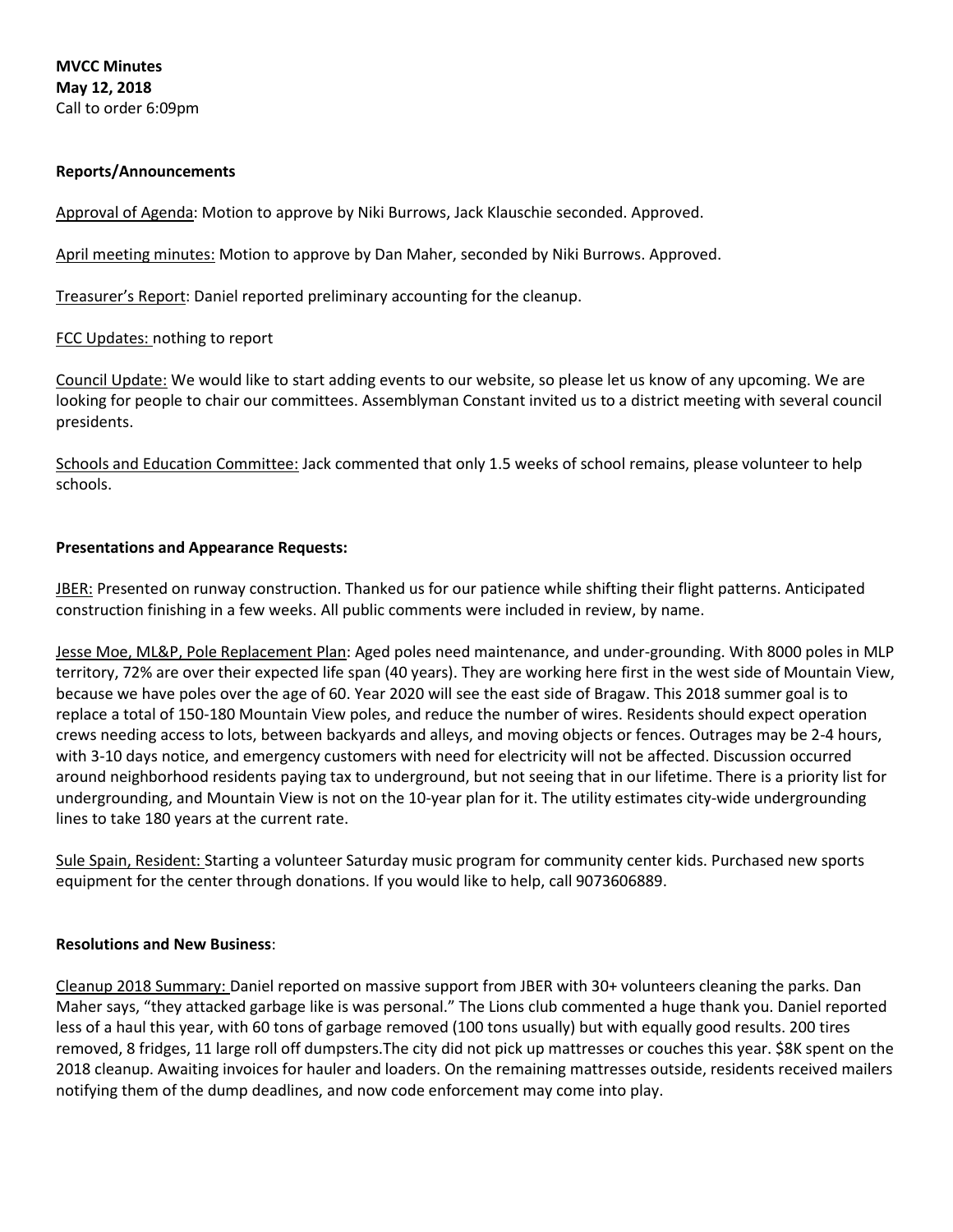**MVCC Minutes**
**May 12, 2018**
Call to order 6:09pm

**Reports/Announcements**

Approval of Agenda: Motion to approve by Niki Burrows, Jack Klauschie seconded. Approved.

April meeting minutes: Motion to approve by Dan Maher, seconded by Niki Burrows. Approved.

Treasurer's Report: Daniel reported preliminary accounting for the cleanup.

FCC Updates: nothing to report

Council Update: We would like to start adding events to our website, so please let us know of any upcoming. We are looking for people to chair our committees. Assemblyman Constant invited us to a district meeting with several council presidents.

Schools and Education Committee: Jack commented that only 1.5 weeks of school remains, please volunteer to help schools.

**Presentations and Appearance Requests:**

JBER: Presented on runway construction. Thanked us for our patience while shifting their flight patterns. Anticipated construction finishing in a few weeks. All public comments were included in review, by name.

Jesse Moe, ML&P, Pole Replacement Plan: Aged poles need maintenance, and under-grounding. With 8000 poles in MLP territory, 72% are over their expected life span (40 years). They are working here first in the west side of Mountain View, because we have poles over the age of 60. Year 2020 will see the east side of Bragaw. This 2018 summer goal is to replace a total of 150-180 Mountain View poles, and reduce the number of wires. Residents should expect operation crews needing access to lots, between backyards and alleys, and moving objects or fences. Outrages may be 2-4 hours, with 3-10 days notice, and emergency customers with need for electricity will not be affected. Discussion occurred around neighborhood residents paying tax to underground, but not seeing that in our lifetime. There is a priority list for undergrounding, and Mountain View is not on the 10-year plan for it. The utility estimates city-wide undergrounding lines to take 180 years at the current rate.

Sule Spain, Resident: Starting a volunteer Saturday music program for community center kids. Purchased new sports equipment for the center through donations. If you would like to help, call 9073606889.

**Resolutions and New Business**:

Cleanup 2018 Summary: Daniel reported on massive support from JBER with 30+ volunteers cleaning the parks. Dan Maher says, "they attacked garbage like is was personal." The Lions club commented a huge thank you. Daniel reported less of a haul this year, with 60 tons of garbage removed (100 tons usually) but with equally good results. 200 tires removed, 8 fridges, 11 large roll off dumpsters.The city did not pick up mattresses or couches this year. $8K spent on the 2018 cleanup. Awaiting invoices for hauler and loaders. On the remaining mattresses outside, residents received mailers notifying them of the dump deadlines, and now code enforcement may come into play.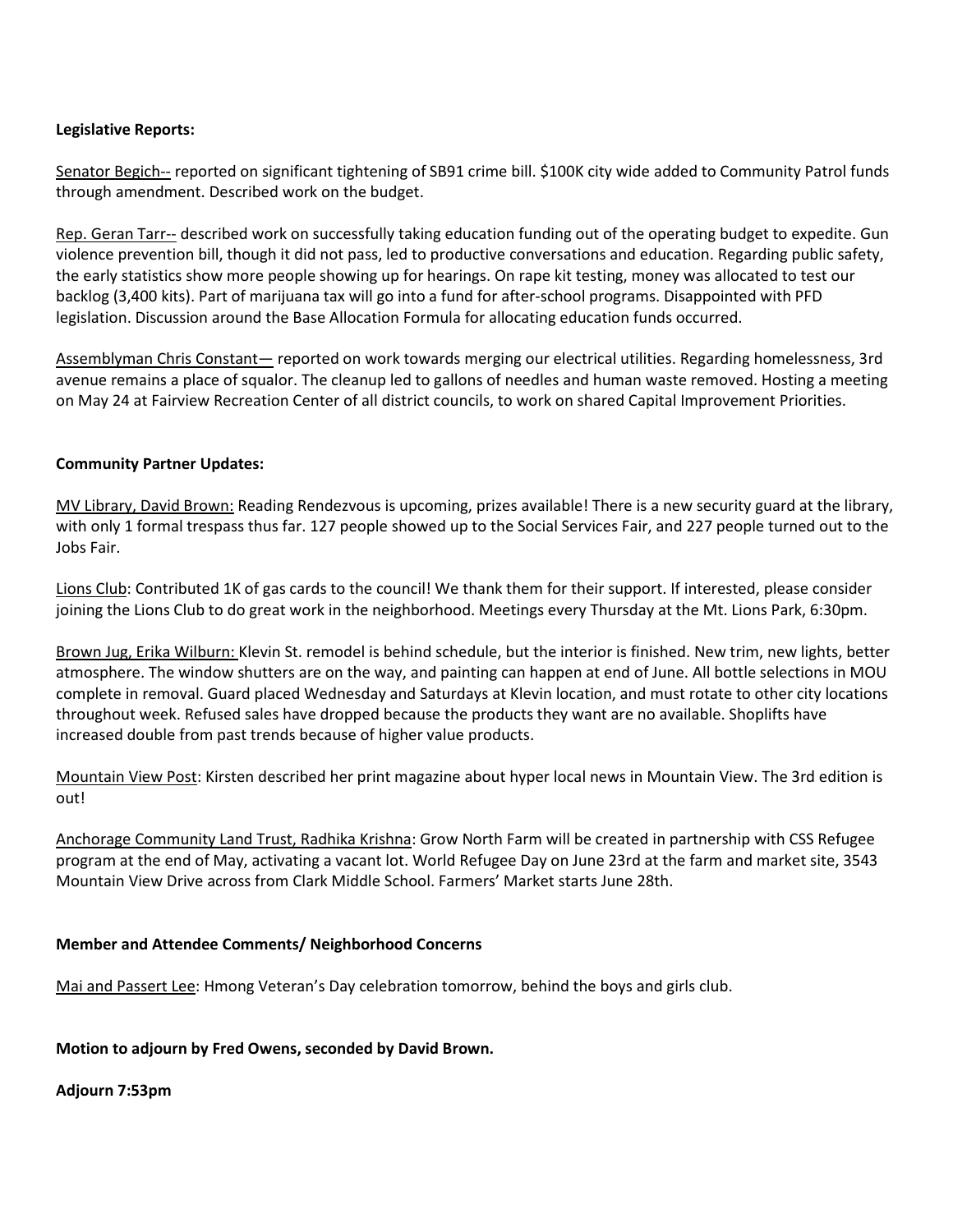**Legislative Reports:**

Senator Begich-- reported on significant tightening of SB91 crime bill. $100K city wide added to Community Patrol funds through amendment. Described work on the budget.

Rep. Geran Tarr-- described work on successfully taking education funding out of the operating budget to expedite. Gun violence prevention bill, though it did not pass, led to productive conversations and education. Regarding public safety, the early statistics show more people showing up for hearings. On rape kit testing, money was allocated to test our backlog (3,400 kits). Part of marijuana tax will go into a fund for after-school programs. Disappointed with PFD legislation. Discussion around the Base Allocation Formula for allocating education funds occurred.

Assemblyman Chris Constant— reported on work towards merging our electrical utilities. Regarding homelessness, 3rd avenue remains a place of squalor. The cleanup led to gallons of needles and human waste removed. Hosting a meeting on May 24 at Fairview Recreation Center of all district councils, to work on shared Capital Improvement Priorities.

**Community Partner Updates:**

MV Library, David Brown: Reading Rendezvous is upcoming, prizes available! There is a new security guard at the library, with only 1 formal trespass thus far. 127 people showed up to the Social Services Fair, and 227 people turned out to the Jobs Fair.

Lions Club: Contributed 1K of gas cards to the council! We thank them for their support. If interested, please consider joining the Lions Club to do great work in the neighborhood. Meetings every Thursday at the Mt. Lions Park, 6:30pm.

Brown Jug, Erika Wilburn: Klevin St. remodel is behind schedule, but the interior is finished. New trim, new lights, better atmosphere. The window shutters are on the way, and painting can happen at end of June. All bottle selections in MOU complete in removal. Guard placed Wednesday and Saturdays at Klevin location, and must rotate to other city locations throughout week. Refused sales have dropped because the products they want are no available. Shoplifts have increased double from past trends because of higher value products.

Mountain View Post: Kirsten described her print magazine about hyper local news in Mountain View. The 3rd edition is out!

Anchorage Community Land Trust, Radhika Krishna: Grow North Farm will be created in partnership with CSS Refugee program at the end of May, activating a vacant lot. World Refugee Day on June 23rd at the farm and market site, 3543 Mountain View Drive across from Clark Middle School. Farmers' Market starts June 28th.

**Member and Attendee Comments/ Neighborhood Concerns**

Mai and Passert Lee: Hmong Veteran's Day celebration tomorrow, behind the boys and girls club.

**Motion to adjourn by Fred Owens, seconded by David Brown.**

**Adjourn 7:53pm**